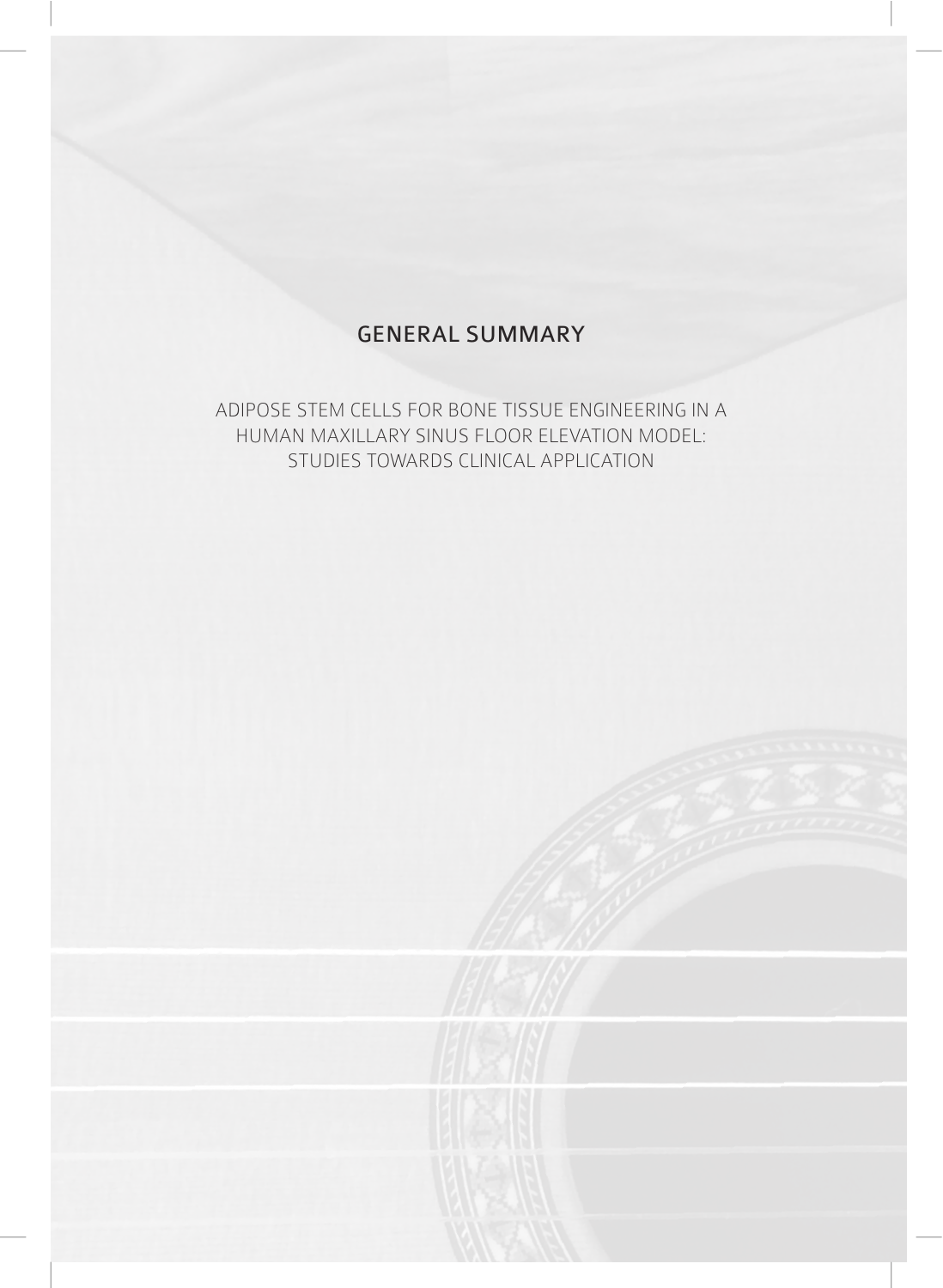# GENERAL SUMMARY

ADIPOSE STEM CELLS FOR BONE TISSUE ENGINEERING IN A HUMAN MAXILLARY SINUS FLOOR ELEVATION MODEL: STUDIES TOWARDS CLINICAL APPLICATION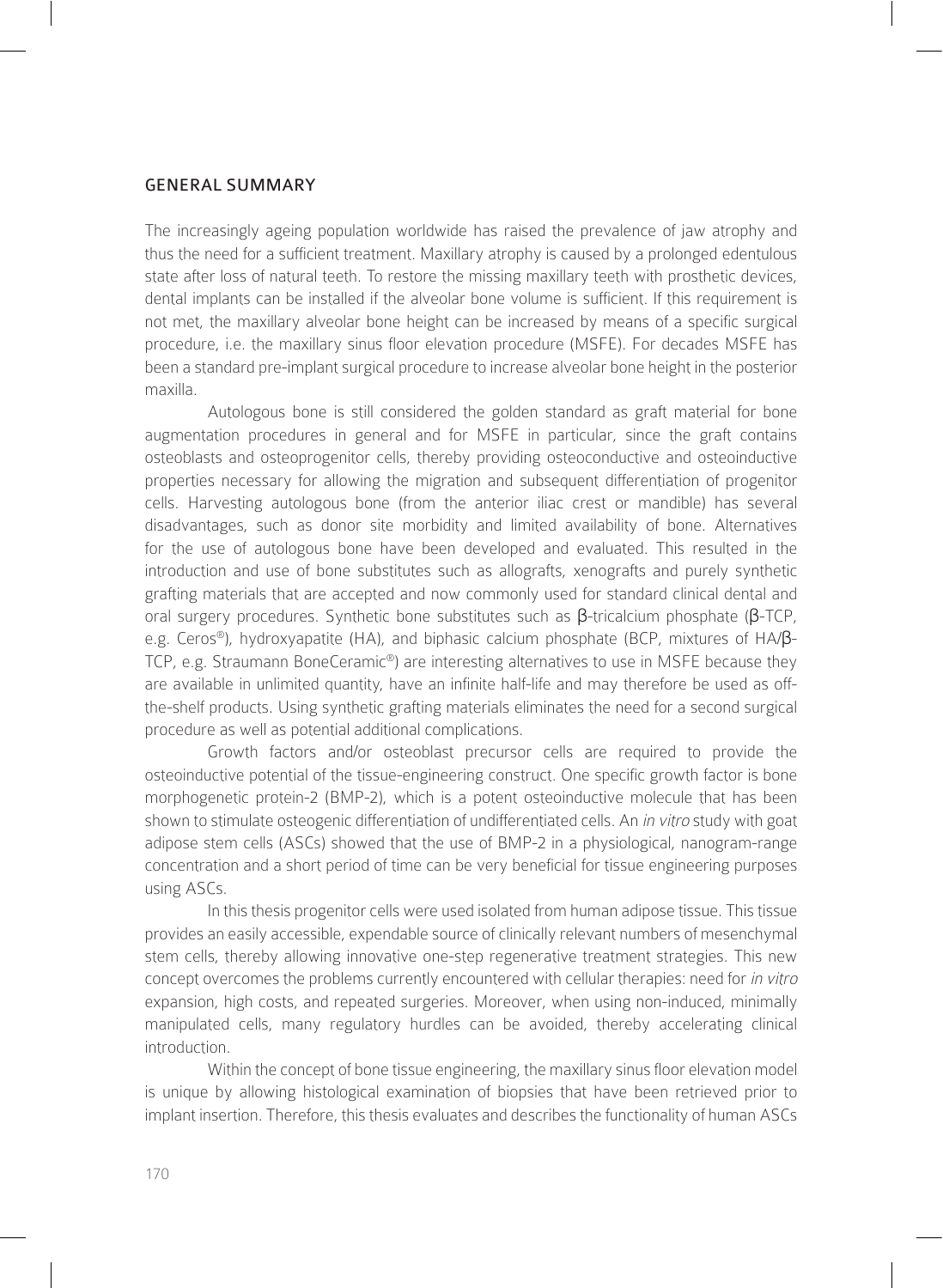## GENERAL SUMMARY

The increasingly ageing population worldwide has raised the prevalence of jaw atrophy and thus the need for a sufficient treatment. Maxillary atrophy is caused by a prolonged edentulous state after loss of natural teeth. To restore the missing maxillary teeth with prosthetic devices, dental implants can be installed if the alveolar bone volume is sufficient. If this requirement is not met, the maxillary alveolar bone height can be increased by means of a specific surgical procedure, i.e. the maxillary sinus floor elevation procedure (MSFE). For decades MSFE has been a standard pre-implant surgical procedure to increase alveolar bone height in the posterior maxilla.

Autologous bone is still considered the golden standard as graft material for bone augmentation procedures in general and for MSFE in particular, since the graft contains osteoblasts and osteoprogenitor cells, thereby providing osteoconductive and osteoinductive properties necessary for allowing the migration and subsequent differentiation of progenitor cells. Harvesting autologous bone (from the anterior iliac crest or mandible) has several disadvantages, such as donor site morbidity and limited availability of bone. Alternatives for the use of autologous bone have been developed and evaluated. This resulted in the introduction and use of bone substitutes such as allografts, xenografts and purely synthetic grafting materials that are accepted and now commonly used for standard clinical dental and oral surgery procedures. Synthetic bone substitutes such as β-tricalcium phosphate (β-TCP, e.g. Ceros®), hydroxyapatite (HA), and biphasic calcium phosphate (BCP, mixtures of HA/β-TCP, e.g. Straumann BoneCeramic®) are interesting alternatives to use in MSFE because they are available in unlimited quantity, have an infinite half-life and may therefore be used as off-the-shelf products. Using synthetic grafting materials eliminates the need for a second surgical procedure as well as potential additional complications.

Growth factors and/or osteoblast precursor cells are required to provide the osteoinductive potential of the tissue-engineering construct. One specific growth factor is bone morphogenetic protein-2 (BMP-2), which is a potent osteoinductive molecule that has been shown to stimulate osteogenic differentiation of undifferentiated cells. An *in vitro* study with goat adipose stem cells (ASCs) showed that the use of BMP-2 in a physiological, nanogram-range concentration and a short period of time can be very beneficial for tissue engineering purposes using ASCs.

In this thesis progenitor cells were used isolated from human adipose tissue. This tissue provides an easily accessible, expendable source of clinically relevant numbers of mesenchymal stem cells, thereby allowing innovative one-step regenerative treatment strategies. This new concept overcomes the problems currently encountered with cellular therapies: need for *in vitro* expansion, high costs, and repeated surgeries. Moreover, when using non-induced, minimally manipulated cells, many regulatory hurdles can be avoided, thereby accelerating clinical introduction.

Within the concept of bone tissue engineering, the maxillary sinus floor elevation model is unique by allowing histological examination of biopsies that have been retrieved prior to implant insertion. Therefore, this thesis evaluates and describes the functionality of human ASCs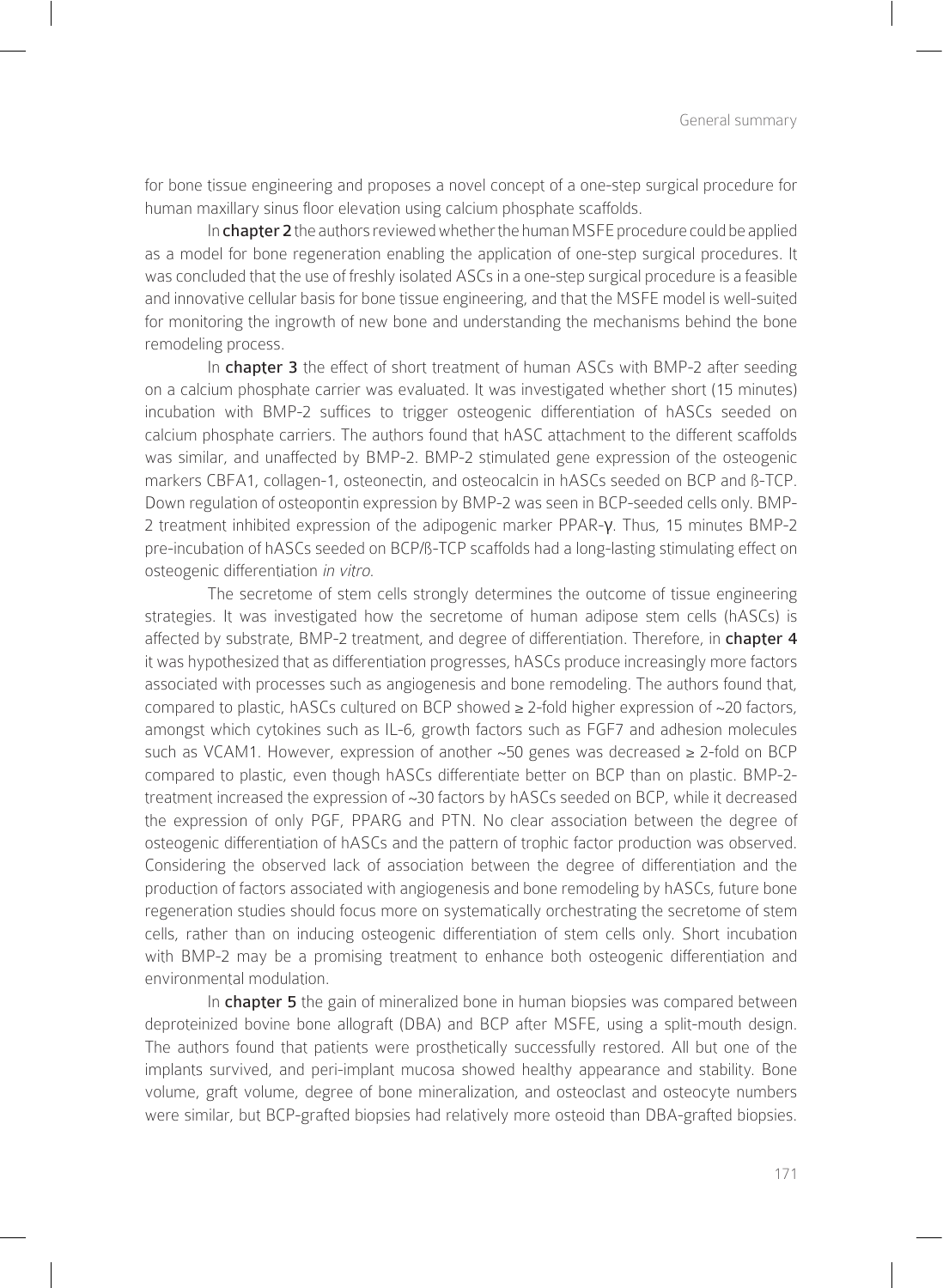for bone tissue engineering and proposes a novel concept of a one-step surgical procedure for human maxillary sinus floor elevation using calcium phosphate scaffolds.

In **chapter 2** the authors reviewed whether the human MSFE procedure could be applied as a model for bone regeneration enabling the application of one-step surgical procedures. It was concluded that the use of freshly isolated ASCs in a one-step surgical procedure is a feasible and innovative cellular basis for bone tissue engineering, and that the MSFE model is well-suited for monitoring the ingrowth of new bone and understanding the mechanisms behind the bone remodeling process.

In **chapter 3** the effect of short treatment of human ASCs with BMP-2 after seeding on a calcium phosphate carrier was evaluated. It was investigated whether short (15 minutes) incubation with BMP-2 suffices to trigger osteogenic differentiation of hASCs seeded on calcium phosphate carriers. The authors found that hASC attachment to the different scaffolds was similar, and unaffected by BMP-2. BMP-2 stimulated gene expression of the osteogenic markers CBFA1, collagen-1, osteonectin, and osteocalcin in hASCs seeded on BCP and ß-TCP. Down regulation of osteopontin expression by BMP-2 was seen in BCP-seeded cells only. BMP-2 treatment inhibited expression of the adipogenic marker PPAR-γ. Thus, 15 minutes BMP-2 pre-incubation of hASCs seeded on BCP/ß-TCP scaffolds had a long-lasting stimulating effect on osteogenic differentiation *in vitro*.

The secretome of stem cells strongly determines the outcome of tissue engineering strategies. It was investigated how the secretome of human adipose stem cells (hASCs) is affected by substrate, BMP-2 treatment, and degree of differentiation. Therefore, in **chapter 4** it was hypothesized that as differentiation progresses, hASCs produce increasingly more factors associated with processes such as angiogenesis and bone remodeling. The authors found that, compared to plastic, hASCs cultured on BCP showed ≥ 2-fold higher expression of ~20 factors, amongst which cytokines such as IL-6, growth factors such as FGF7 and adhesion molecules such as VCAM1. However, expression of another ~50 genes was decreased ≥ 2-fold on BCP compared to plastic, even though hASCs differentiate better on BCP than on plastic. BMP-2-treatment increased the expression of ~30 factors by hASCs seeded on BCP, while it decreased the expression of only PGF, PPARG and PTN. No clear association between the degree of osteogenic differentiation of hASCs and the pattern of trophic factor production was observed. Considering the observed lack of association between the degree of differentiation and the production of factors associated with angiogenesis and bone remodeling by hASCs, future bone regeneration studies should focus more on systematically orchestrating the secretome of stem cells, rather than on inducing osteogenic differentiation of stem cells only. Short incubation with BMP-2 may be a promising treatment to enhance both osteogenic differentiation and environmental modulation.

In **chapter 5** the gain of mineralized bone in human biopsies was compared between deproteinized bovine bone allograft (DBA) and BCP after MSFE, using a split-mouth design. The authors found that patients were prosthetically successfully restored. All but one of the implants survived, and peri-implant mucosa showed healthy appearance and stability. Bone volume, graft volume, degree of bone mineralization, and osteoclast and osteocyte numbers were similar, but BCP-grafted biopsies had relatively more osteoid than DBA-grafted biopsies.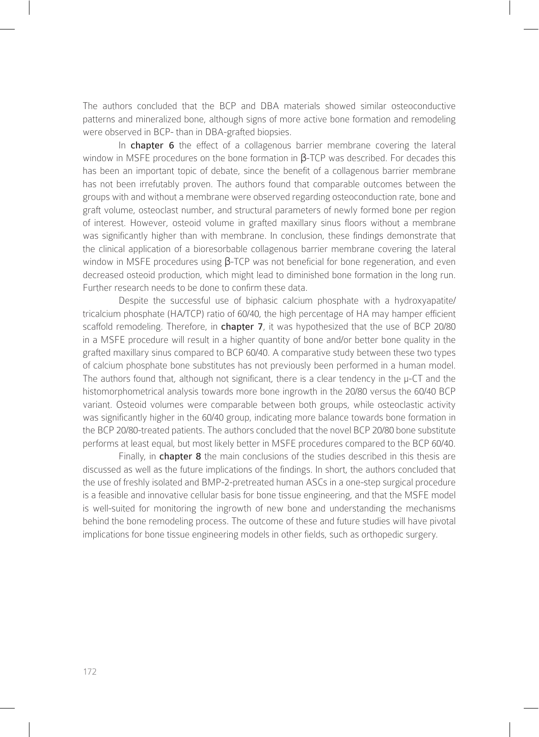The authors concluded that the BCP and DBA materials showed similar osteoconductive patterns and mineralized bone, although signs of more active bone formation and remodeling were observed in BCP- than in DBA-grafted biopsies.

In **chapter 6** the effect of a collagenous barrier membrane covering the lateral window in MSFE procedures on the bone formation in β-TCP was described. For decades this has been an important topic of debate, since the benefit of a collagenous barrier membrane has not been irrefutably proven. The authors found that comparable outcomes between the groups with and without a membrane were observed regarding osteoconduction rate, bone and graft volume, osteoclast number, and structural parameters of newly formed bone per region of interest. However, osteoid volume in grafted maxillary sinus floors without a membrane was significantly higher than with membrane. In conclusion, these findings demonstrate that the clinical application of a bioresorbable collagenous barrier membrane covering the lateral window in MSFE procedures using β-TCP was not beneficial for bone regeneration, and even decreased osteoid production, which might lead to diminished bone formation in the long run. Further research needs to be done to confirm these data.

Despite the successful use of biphasic calcium phosphate with a hydroxyapatite/tricalcium phosphate (HA/TCP) ratio of 60/40, the high percentage of HA may hamper efficient scaffold remodeling. Therefore, in **chapter 7**, it was hypothesized that the use of BCP 20/80 in a MSFE procedure will result in a higher quantity of bone and/or better bone quality in the grafted maxillary sinus compared to BCP 60/40. A comparative study between these two types of calcium phosphate bone substitutes has not previously been performed in a human model. The authors found that, although not significant, there is a clear tendency in the µ-CT and the histomorphometrical analysis towards more bone ingrowth in the 20/80 versus the 60/40 BCP variant. Osteoid volumes were comparable between both groups, while osteoclastic activity was significantly higher in the 60/40 group, indicating more balance towards bone formation in the BCP 20/80-treated patients. The authors concluded that the novel BCP 20/80 bone substitute performs at least equal, but most likely better in MSFE procedures compared to the BCP 60/40.

Finally, in **chapter 8** the main conclusions of the studies described in this thesis are discussed as well as the future implications of the findings. In short, the authors concluded that the use of freshly isolated and BMP-2-pretreated human ASCs in a one-step surgical procedure is a feasible and innovative cellular basis for bone tissue engineering, and that the MSFE model is well-suited for monitoring the ingrowth of new bone and understanding the mechanisms behind the bone remodeling process. The outcome of these and future studies will have pivotal implications for bone tissue engineering models in other fields, such as orthopedic surgery.